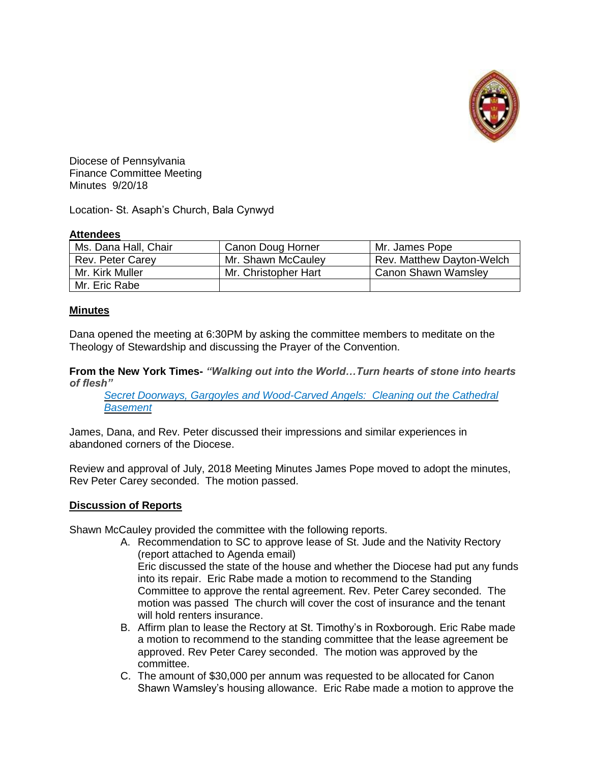Diocese of Pennsylvania
Finance Committee Meeting
Minutes 9/20/18

Location- St. Asaph's Church, Bala Cynwyd

**Attendees**

| | | |
|---|---|---|
| Ms. Dana Hall, Chair | Canon Doug Horner | Mr. James Pope |
| Rev. Peter Carey | Mr. Shawn McCauley | Rev. Matthew Dayton-Welch |
| Mr. Kirk Muller | Mr. Christopher Hart | Canon Shawn Wamsley |
| Mr. Eric Rabe | | |

**Minutes**

Dana opened the meeting at 6:30PM by asking the committee members to meditate on the Theology of Stewardship and discussing the Prayer of the Convention.

**From the New York Times-** ***"Walking out into the World…Turn hearts of stone into hearts of flesh"***

> *Secret Doorways, Gargoyles and Wood-Carved Angels: Cleaning out the Cathedral Basement*

James, Dana, and Rev. Peter discussed their impressions and similar experiences in abandoned corners of the Diocese.

Review and approval of July, 2018 Meeting Minutes James Pope moved to adopt the minutes, Rev Peter Carey seconded. The motion passed.

**Discussion of Reports**

Shawn McCauley provided the committee with the following reports.

A. Recommendation to SC to approve lease of St. Jude and the Nativity Rectory (report attached to Agenda email)
Eric discussed the state of the house and whether the Diocese had put any funds into its repair. Eric Rabe made a motion to recommend to the Standing Committee to approve the rental agreement. Rev. Peter Carey seconded. The motion was passed The church will cover the cost of insurance and the tenant will hold renters insurance.
B. Affirm plan to lease the Rectory at St. Timothy's in Roxborough. Eric Rabe made a motion to recommend to the standing committee that the lease agreement be approved. Rev Peter Carey seconded. The motion was approved by the committee.
C. The amount of $30,000 per annum was requested to be allocated for Canon Shawn Wamsley's housing allowance. Eric Rabe made a motion to approve the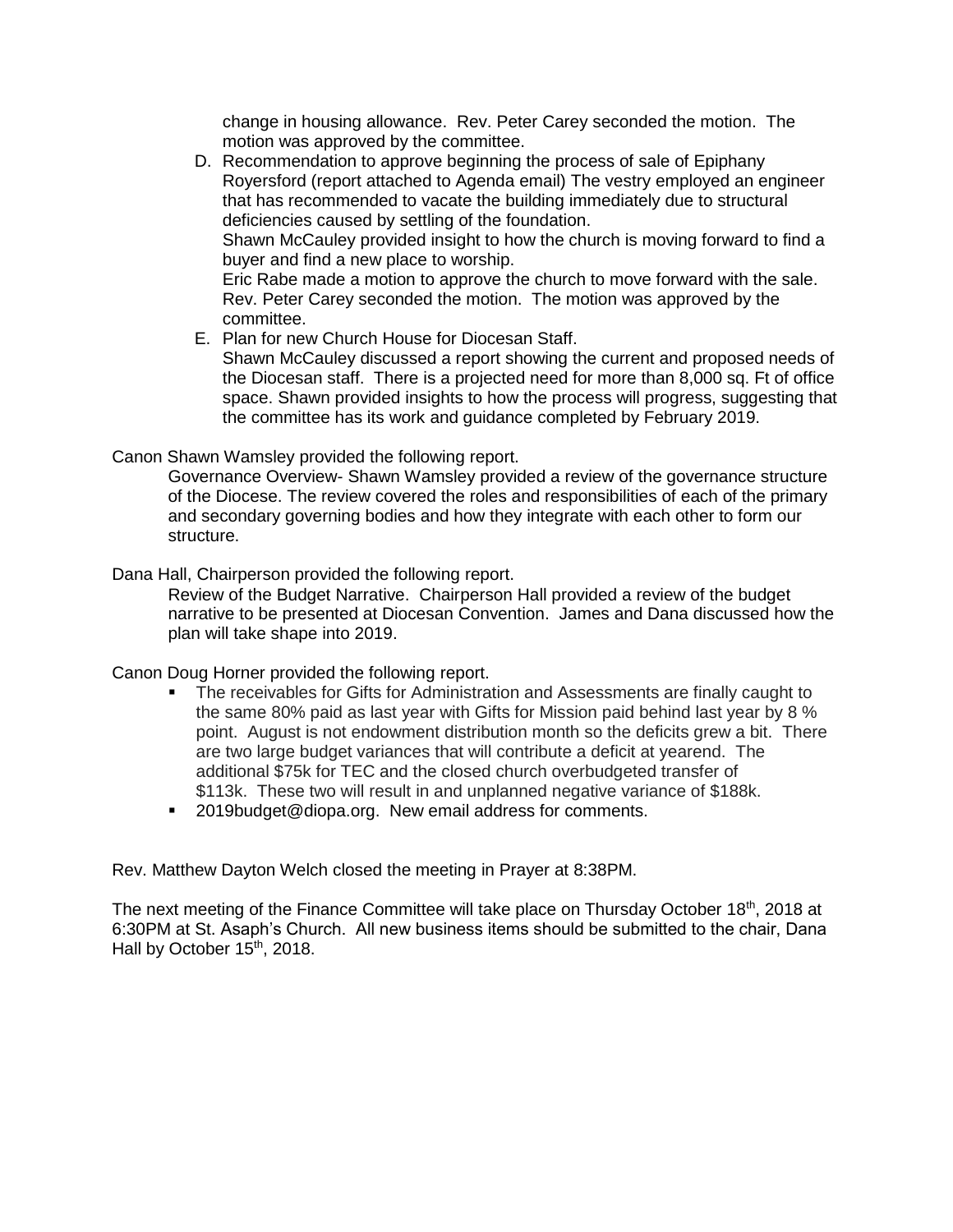change in housing allowance. Rev. Peter Carey seconded the motion. The motion was approved by the committee.

D. Recommendation to approve beginning the process of sale of Epiphany Royersford (report attached to Agenda email) The vestry employed an engineer that has recommended to vacate the building immediately due to structural deficiencies caused by settling of the foundation.
   Shawn McCauley provided insight to how the church is moving forward to find a buyer and find a new place to worship.
   Eric Rabe made a motion to approve the church to move forward with the sale. Rev. Peter Carey seconded the motion. The motion was approved by the committee.
E. Plan for new Church House for Diocesan Staff.
   Shawn McCauley discussed a report showing the current and proposed needs of the Diocesan staff. There is a projected need for more than 8,000 sq. Ft of office space. Shawn provided insights to how the process will progress, suggesting that the committee has its work and guidance completed by February 2019.

Canon Shawn Wamsley provided the following report.

Governance Overview- Shawn Wamsley provided a review of the governance structure of the Diocese. The review covered the roles and responsibilities of each of the primary and secondary governing bodies and how they integrate with each other to form our structure.

Dana Hall, Chairperson provided the following report.

Review of the Budget Narrative. Chairperson Hall provided a review of the budget narrative to be presented at Diocesan Convention. James and Dana discussed how the plan will take shape into 2019.

Canon Doug Horner provided the following report.

- The receivables for Gifts for Administration and Assessments are finally caught to the same 80% paid as last year with Gifts for Mission paid behind last year by 8 % point. August is not endowment distribution month so the deficits grew a bit. There are two large budget variances that will contribute a deficit at yearend. The additional $75k for TEC and the closed church overbudgeted transfer of $113k. These two will result in and unplanned negative variance of $188k.
- 2019budget@diopa.org. New email address for comments.

Rev. Matthew Dayton Welch closed the meeting in Prayer at 8:38PM.

The next meeting of the Finance Committee will take place on Thursday October 18th, 2018 at 6:30PM at St. Asaph's Church. All new business items should be submitted to the chair, Dana Hall by October 15th, 2018.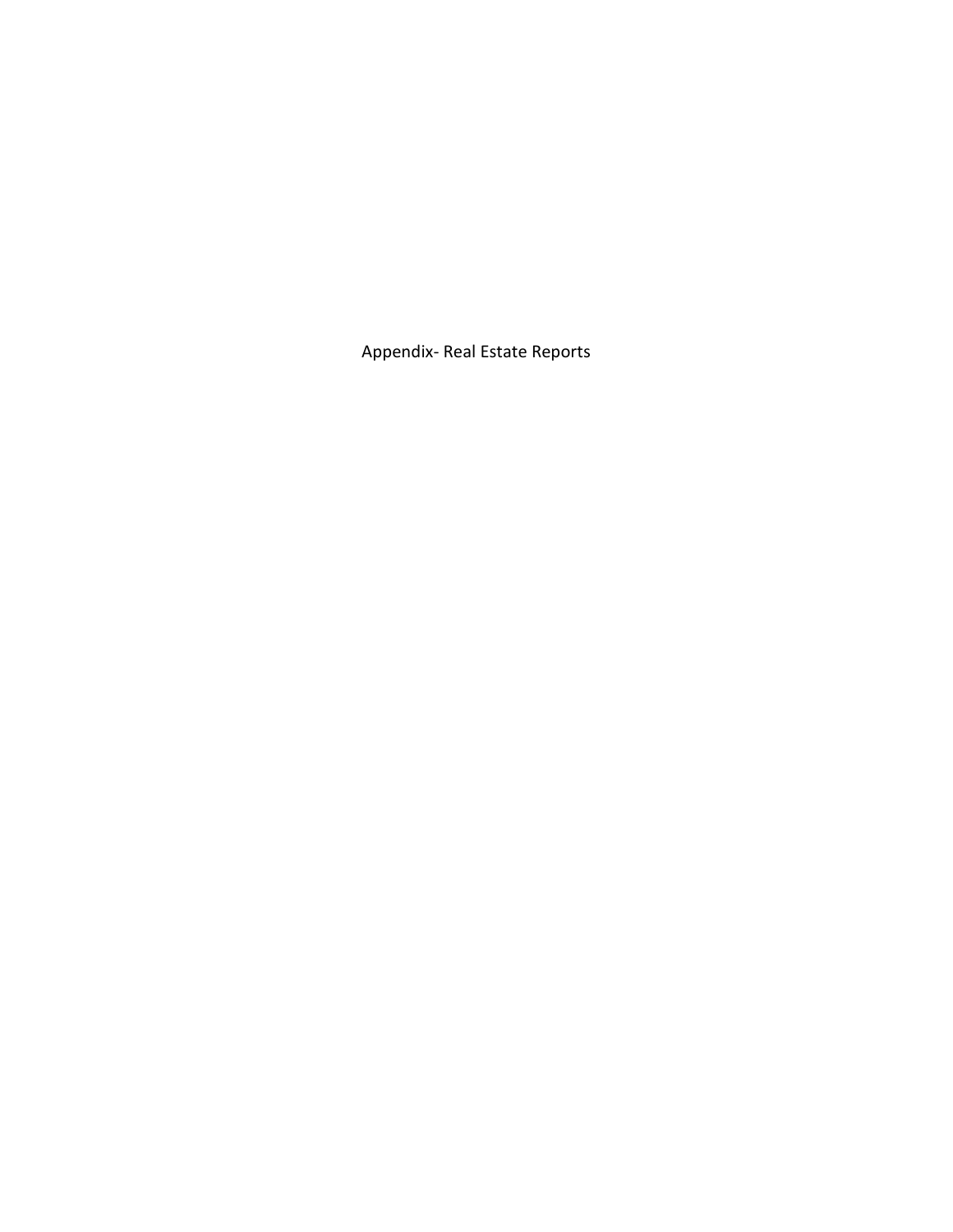Appendix- Real Estate Reports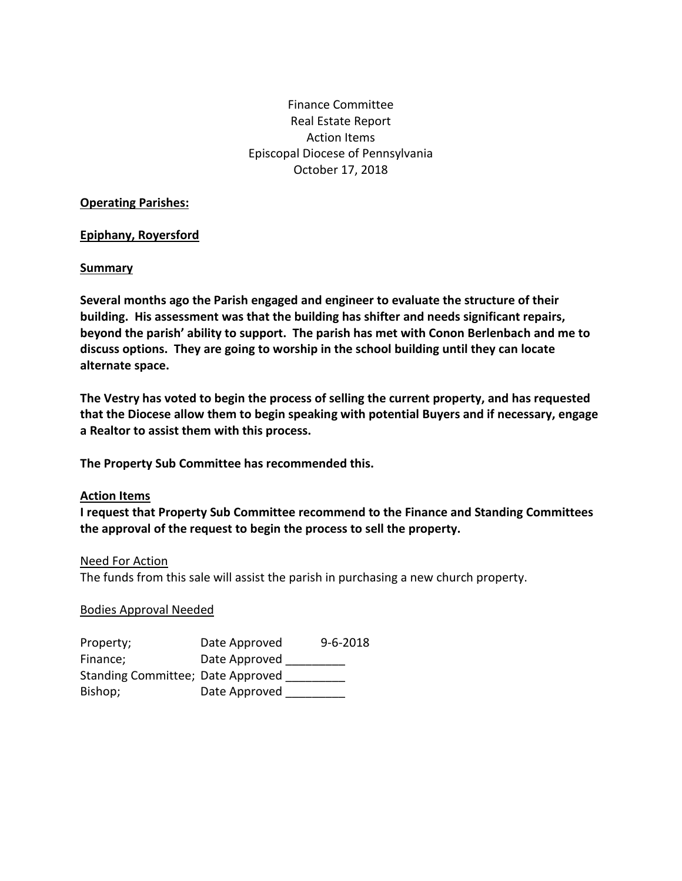Finance Committee
Real Estate Report
Action Items
Episcopal Diocese of Pennsylvania
October 17, 2018

**Operating Parishes:**

**Epiphany, Royersford**

**Summary**

**Several months ago the Parish engaged and engineer to evaluate the structure of their building. His assessment was that the building has shifter and needs significant repairs, beyond the parish' ability to support. The parish has met with Conon Berlenbach and me to discuss options. They are going to worship in the school building until they can locate alternate space.**

**The Vestry has voted to begin the process of selling the current property, and has requested that the Diocese allow them to begin speaking with potential Buyers and if necessary, engage a Realtor to assist them with this process.**

**The Property Sub Committee has recommended this.**

**Action Items**

**I request that Property Sub Committee recommend to the Finance and Standing Committees the approval of the request to begin the process to sell the property.**

Need For Action

The funds from this sale will assist the parish in purchasing a new church property.

Bodies Approval Needed

| | | |
|---|---|---|
| Property; | Date Approved | 9-6-2018 |
| Finance; | Date Approved | _________ |
| Standing Committee; | Date Approved | _________ |
| Bishop; | Date Approved | _________ |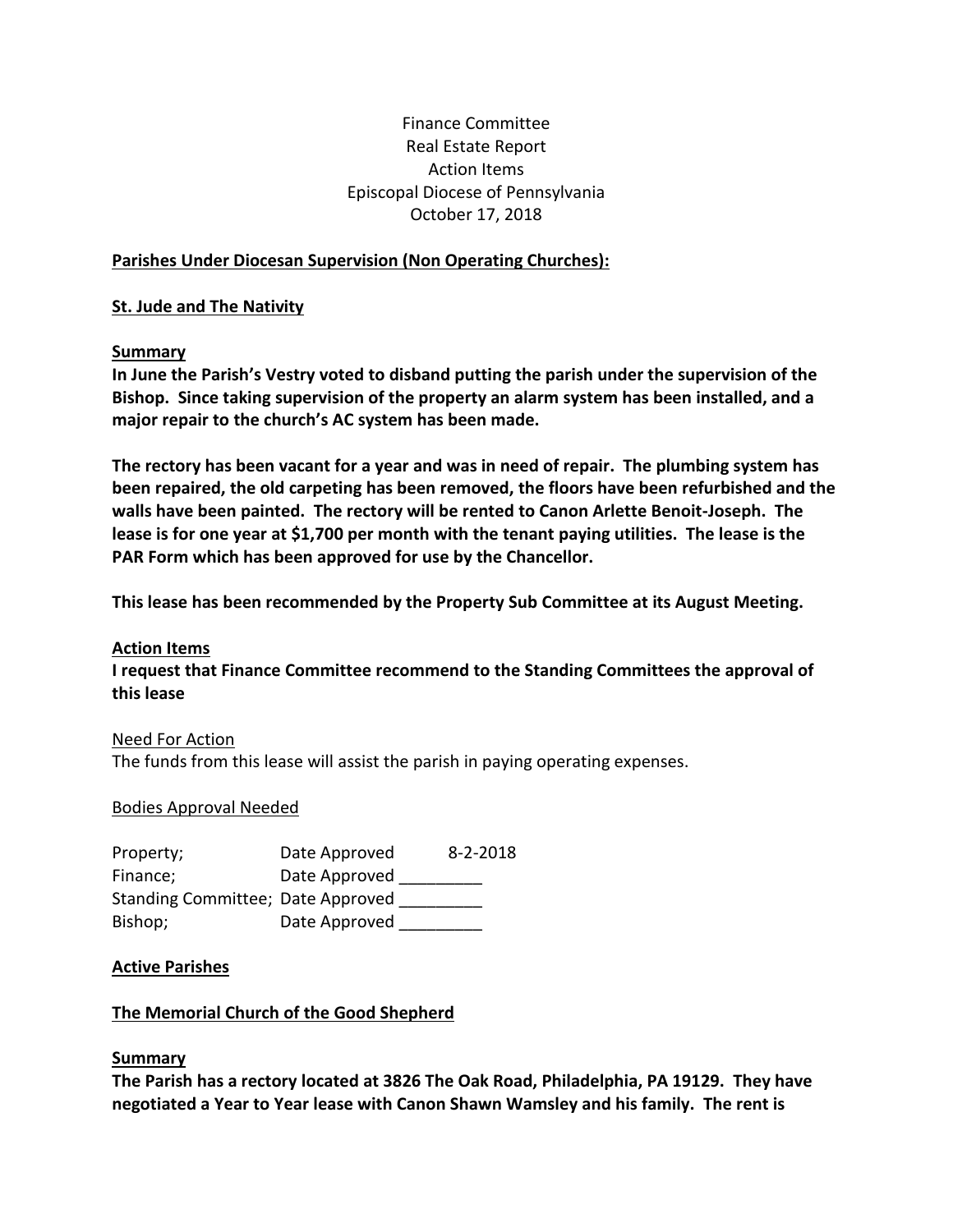Finance Committee
Real Estate Report
Action Items
Episcopal Diocese of Pennsylvania
October 17, 2018

**Parishes Under Diocesan Supervision (Non Operating Churches):**

**St. Jude and The Nativity**

**Summary**

**In June the Parish's Vestry voted to disband putting the parish under the supervision of the Bishop. Since taking supervision of the property an alarm system has been installed, and a major repair to the church's AC system has been made.**

**The rectory has been vacant for a year and was in need of repair. The plumbing system has been repaired, the old carpeting has been removed, the floors have been refurbished and the walls have been painted. The rectory will be rented to Canon Arlette Benoit-Joseph. The lease is for one year at $1,700 per month with the tenant paying utilities. The lease is the PAR Form which has been approved for use by the Chancellor.**

**This lease has been recommended by the Property Sub Committee at its August Meeting.**

**Action Items**

**I request that Finance Committee recommend to the Standing Committees the approval of this lease**

Need For Action

The funds from this lease will assist the parish in paying operating expenses.

Bodies Approval Needed

| | | |
|---|---|---|
| Property; | Date Approved | 8-2-2018 |
| Finance; | Date Approved | _________ |
| Standing Committee; | Date Approved | _________ |
| Bishop; | Date Approved | _________ |

**Active Parishes**

**The Memorial Church of the Good Shepherd**

**Summary**

**The Parish has a rectory located at 3826 The Oak Road, Philadelphia, PA 19129. They have negotiated a Year to Year lease with Canon Shawn Wamsley and his family. The rent is**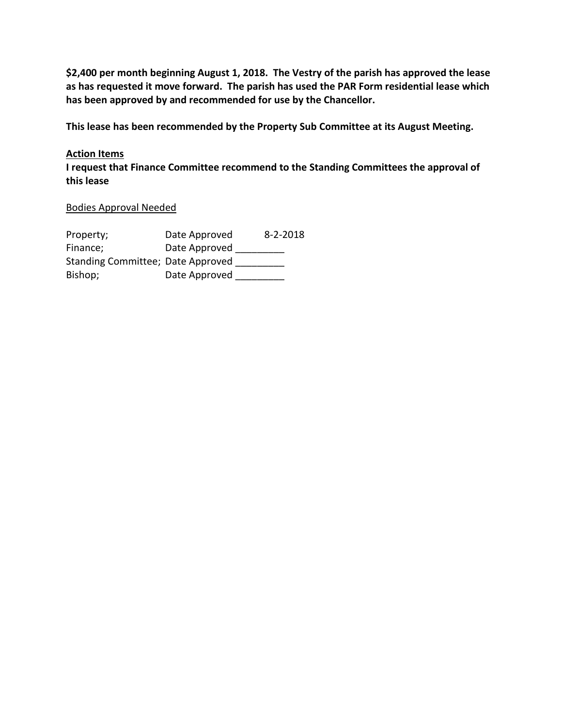**$2,400 per month beginning August 1, 2018. The Vestry of the parish has approved the lease as has requested it move forward. The parish has used the PAR Form residential lease which has been approved by and recommended for use by the Chancellor.**

**This lease has been recommended by the Property Sub Committee at its August Meeting.**

**Action Items**

**I request that Finance Committee recommend to the Standing Committees the approval of this lease**

Bodies Approval Needed

| | | |
|---|---|---|
| Property; | Date Approved | 8-2-2018 |
| Finance; | Date Approved | _________ |
| Standing Committee; | Date Approved | _________ |
| Bishop; | Date Approved | _________ |